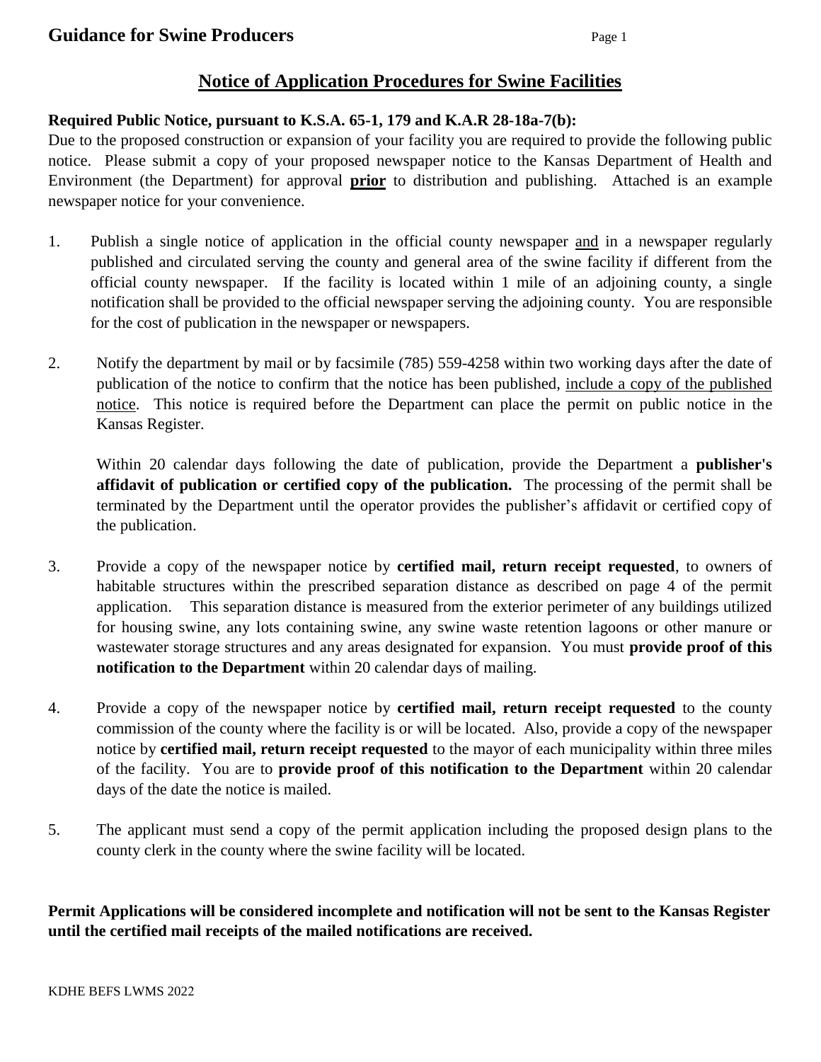## Notice of Application Procedures for Swine Facilities

**Required Public Notice, pursuant to K.S.A. 65-1, 179 and K.A.R 28-18a-7(b):**

Due to the proposed construction or expansion of your facility you are required to provide the following public notice. Please submit a copy of your proposed newspaper notice to the Kansas Department of Health and Environment (the Department) for approval **prior** to distribution and publishing. Attached is an example newspaper notice for your convenience.

1. Publish a single notice of application in the official county newspaper and in a newspaper regularly published and circulated serving the county and general area of the swine facility if different from the official county newspaper. If the facility is located within 1 mile of an adjoining county, a single notification shall be provided to the official newspaper serving the adjoining county. You are responsible for the cost of publication in the newspaper or newspapers.

2. Notify the department by mail or by facsimile (785) 559-4258 within two working days after the date of publication of the notice to confirm that the notice has been published, include a copy of the published notice. This notice is required before the Department can place the permit on public notice in the Kansas Register.

   Within 20 calendar days following the date of publication, provide the Department a **publisher's affidavit of publication or certified copy of the publication.** The processing of the permit shall be terminated by the Department until the operator provides the publisher's affidavit or certified copy of the publication.

3. Provide a copy of the newspaper notice by **certified mail, return receipt requested**, to owners of habitable structures within the prescribed separation distance as described on page 4 of the permit application. This separation distance is measured from the exterior perimeter of any buildings utilized for housing swine, any lots containing swine, any swine waste retention lagoons or other manure or wastewater storage structures and any areas designated for expansion. You must **provide proof of this notification to the Department** within 20 calendar days of mailing.

4. Provide a copy of the newspaper notice by **certified mail, return receipt requested** to the county commission of the county where the facility is or will be located. Also, provide a copy of the newspaper notice by **certified mail, return receipt requested** to the mayor of each municipality within three miles of the facility. You are to **provide proof of this notification to the Department** within 20 calendar days of the date the notice is mailed.

5. The applicant must send a copy of the permit application including the proposed design plans to the county clerk in the county where the swine facility will be located.

**Permit Applications will be considered incomplete and notification will not be sent to the Kansas Register until the certified mail receipts of the mailed notifications are received.**

KDHE BEFS LWMS 2022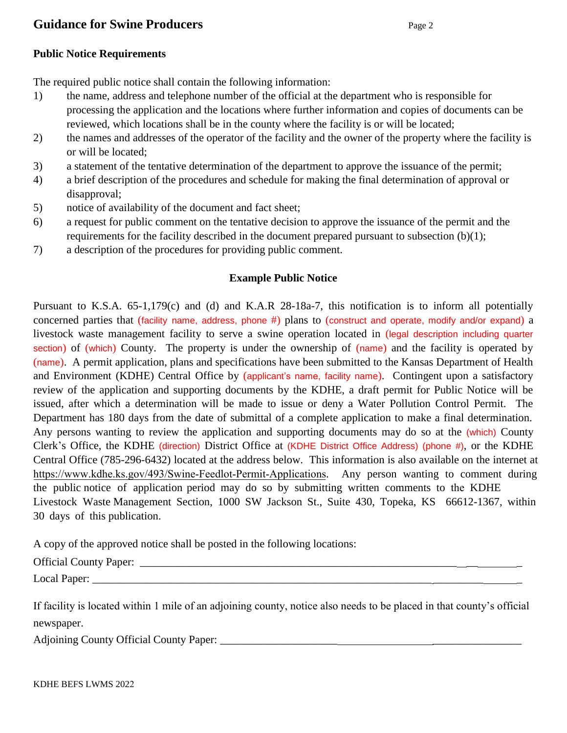## Public Notice Requirements

The required public notice shall contain the following information:

1) the name, address and telephone number of the official at the department who is responsible for processing the application and the locations where further information and copies of documents can be reviewed, which locations shall be in the county where the facility is or will be located;
2) the names and addresses of the operator of the facility and the owner of the property where the facility is or will be located;
3) a statement of the tentative determination of the department to approve the issuance of the permit;
4) a brief description of the procedures and schedule for making the final determination of approval or disapproval;
5) notice of availability of the document and fact sheet;
6) a request for public comment on the tentative decision to approve the issuance of the permit and the requirements for the facility described in the document prepared pursuant to subsection (b)(1);
7) a description of the procedures for providing public comment.

### Example Public Notice

Pursuant to K.S.A. 65-1,179(c) and (d) and K.A.R 28-18a-7, this notification is to inform all potentially concerned parties that (facility name, address, phone #) plans to (construct and operate, modify and/or expand) a livestock waste management facility to serve a swine operation located in (legal description including quarter section) of (which) County. The property is under the ownership of (name) and the facility is operated by (name). A permit application, plans and specifications have been submitted to the Kansas Department of Health and Environment (KDHE) Central Office by (applicant's name, facility name). Contingent upon a satisfactory review of the application and supporting documents by the KDHE, a draft permit for Public Notice will be issued, after which a determination will be made to issue or deny a Water Pollution Control Permit. The Department has 180 days from the date of submittal of a complete application to make a final determination. Any persons wanting to review the application and supporting documents may do so at the (which) County Clerk's Office, the KDHE (direction) District Office at (KDHE District Office Address) (phone #), or the KDHE Central Office (785-296-6432) located at the address below. This information is also available on the internet at https://www.kdhe.ks.gov/493/Swine-Feedlot-Permit-Applications. Any person wanting to comment during the public notice of application period may do so by submitting written comments to the KDHE Livestock Waste Management Section, 1000 SW Jackson St., Suite 430, Topeka, KS 66612-1367, within 30 days of this publication.

A copy of the approved notice shall be posted in the following locations:

Official County Paper: ______________________________________________________________

Local Paper: ______________________________________________________________________

If facility is located within 1 mile of an adjoining county, notice also needs to be placed in that county's official newspaper.

Adjoining County Official County Paper: ______________________________________________

KDHE BEFS LWMS 2022